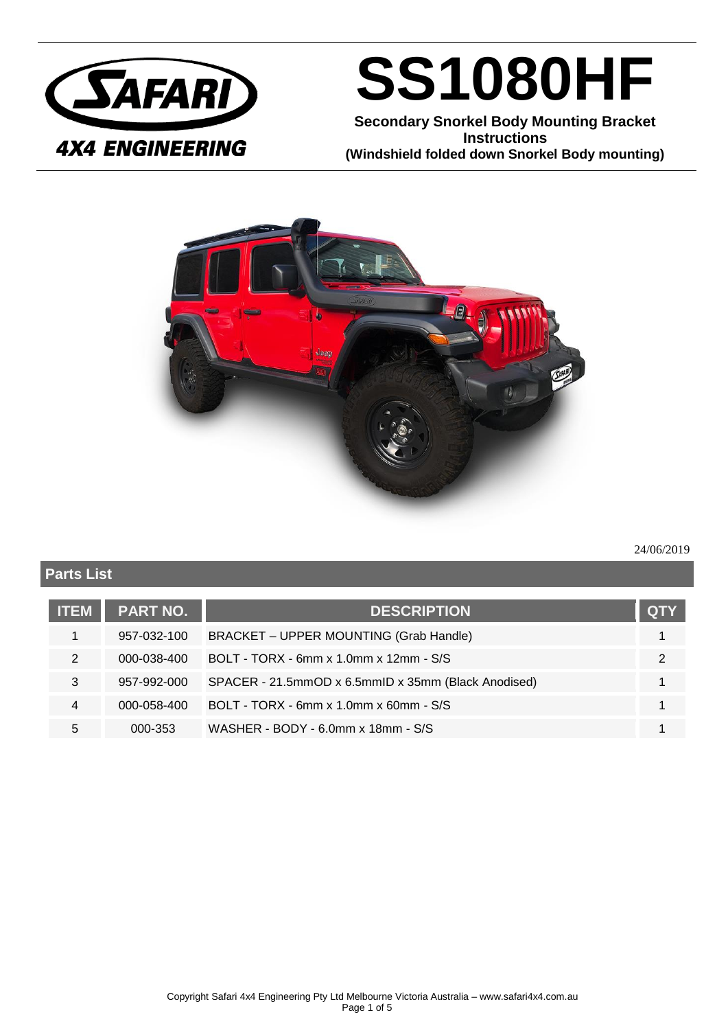SAFARI 4X4 ENGINEERING

# SS1080HF

**Secondary Snorkel Body Mounting Bracket Instructions**
**(Windshield folded down Snorkel Body mounting)**

24/06/2019

## Parts List

| ITEM | PART NO. | DESCRIPTION | QTY |
|---|---|---|---|
| 1 | 957-032-100 | BRACKET – UPPER MOUNTING (Grab Handle) | 1 |
| 2 | 000-038-400 | BOLT - TORX - 6mm x 1.0mm x 12mm - S/S | 2 |
| 3 | 957-992-000 | SPACER - 21.5mmOD x 6.5mmID x 35mm (Black Anodised) | 1 |
| 4 | 000-058-400 | BOLT - TORX - 6mm x 1.0mm x 60mm - S/S | 1 |
| 5 | 000-353 | WASHER - BODY - 6.0mm x 18mm - S/S | 1 |

Copyright Safari 4x4 Engineering Pty Ltd Melbourne Victoria Australia – www.safari4x4.com.au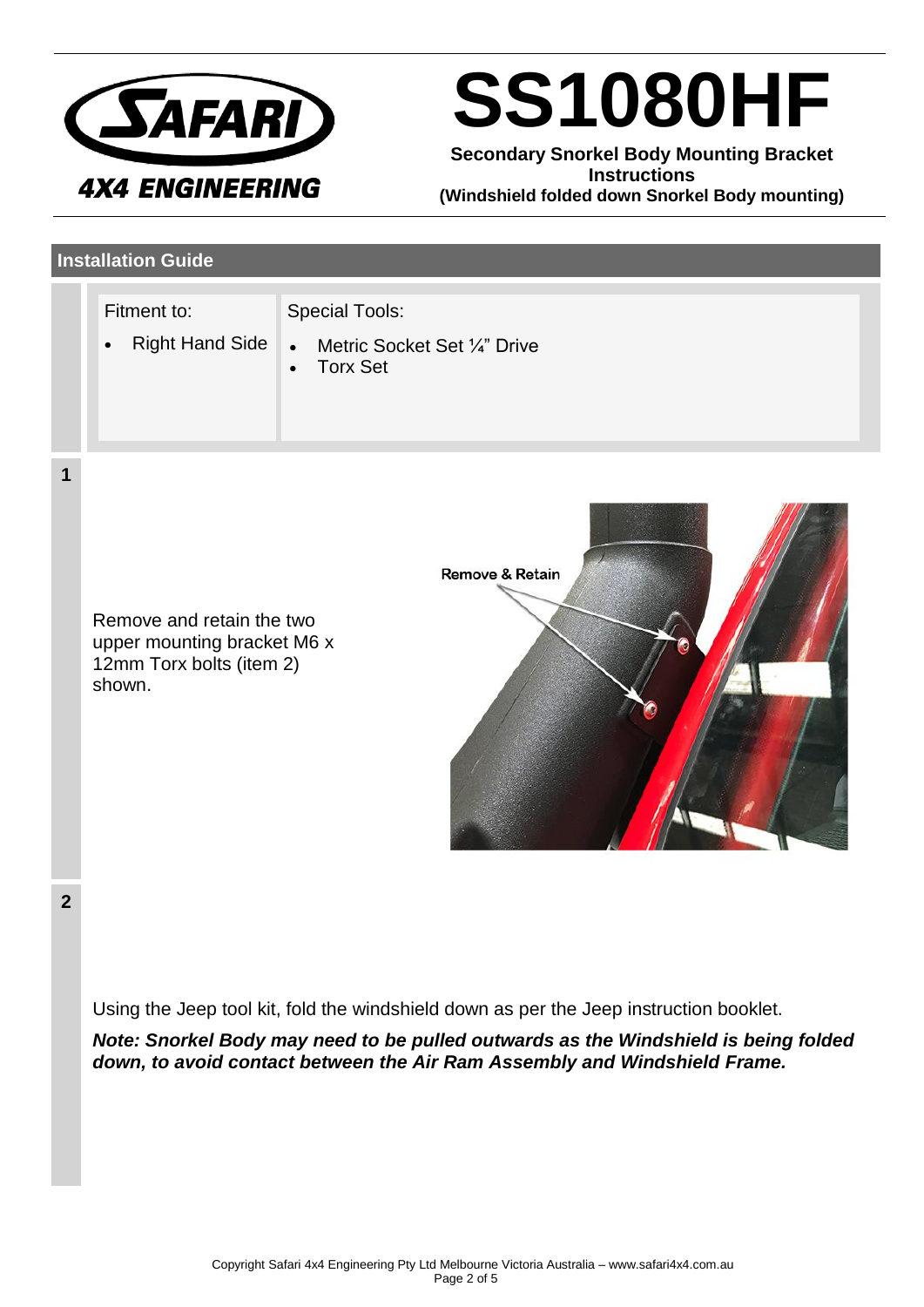# SS1080HF

**Secondary Snorkel Body Mounting Bracket Instructions**
**(Windshield folded down Snorkel Body mounting)**

## Installation Guide

| Fitment to: | Special Tools: |
| --- | --- |
| • Right Hand Side | • Metric Socket Set ¼" Drive<br>• Torx Set |

**1**

Remove and retain the two upper mounting bracket M6 x 12mm Torx bolts (item 2) shown.

Remove & Retain

**2**

Using the Jeep tool kit, fold the windshield down as per the Jeep instruction booklet.

***Note: Snorkel Body may need to be pulled outwards as the Windshield is being folded down, to avoid contact between the Air Ram Assembly and Windshield Frame.***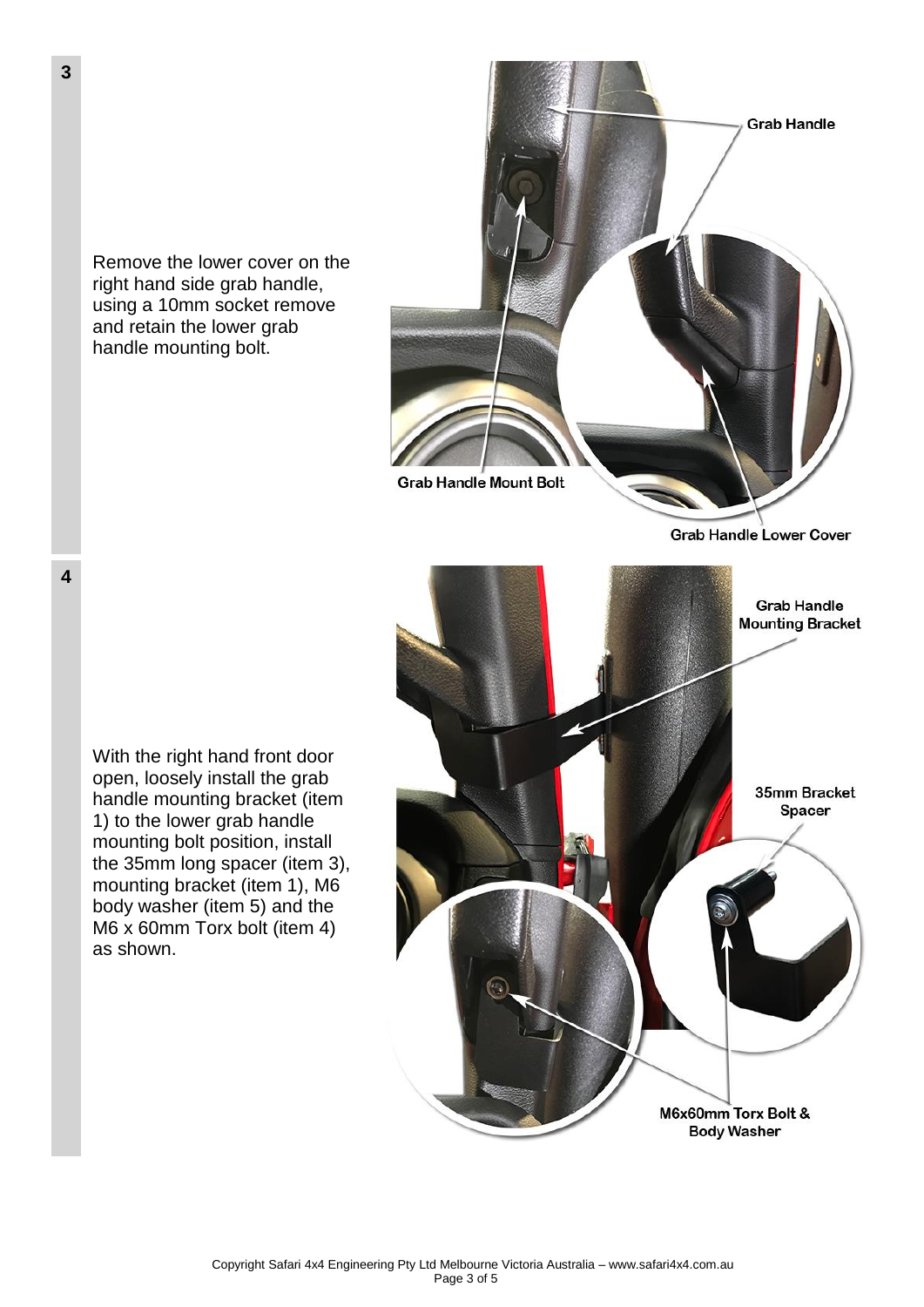**3**

Remove the lower cover on the right hand side grab handle, using a 10mm socket remove and retain the lower grab handle mounting bolt.

Grab Handle

Grab Handle Mount Bolt

Grab Handle Lower Cover

**4**

With the right hand front door open, loosely install the grab handle mounting bracket (item 1) to the lower grab handle mounting bolt position, install the 35mm long spacer (item 3), mounting bracket (item 1), M6 body washer (item 5) and the M6 x 60mm Torx bolt (item 4) as shown.

Grab Handle Mounting Bracket

35mm Bracket Spacer

M6x60mm Torx Bolt & Body Washer

Copyright Safari 4x4 Engineering Pty Ltd Melbourne Victoria Australia – www.safari4x4.com.au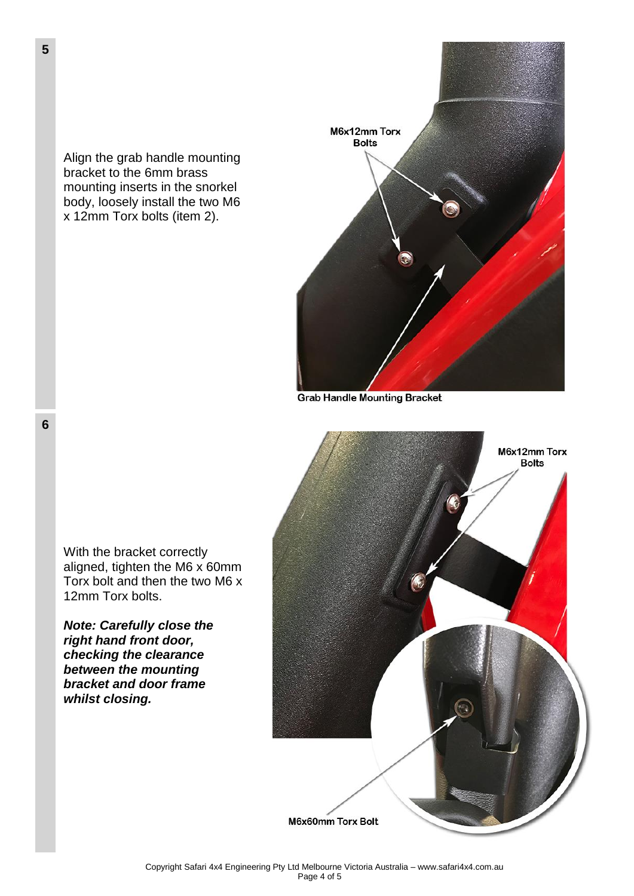**5**

Align the grab handle mounting bracket to the 6mm brass mounting inserts in the snorkel body, loosely install the two M6 x 12mm Torx bolts (item 2).

M6x12mm Torx Bolts

Grab Handle Mounting Bracket

**6**

With the bracket correctly aligned, tighten the M6 x 60mm Torx bolt and then the two M6 x 12mm Torx bolts.

***Note: Carefully close the right hand front door, checking the clearance between the mounting bracket and door frame whilst closing.***

M6x12mm Torx Bolts

M6x60mm Torx Bolt

Copyright Safari 4x4 Engineering Pty Ltd Melbourne Victoria Australia – www.safari4x4.com.au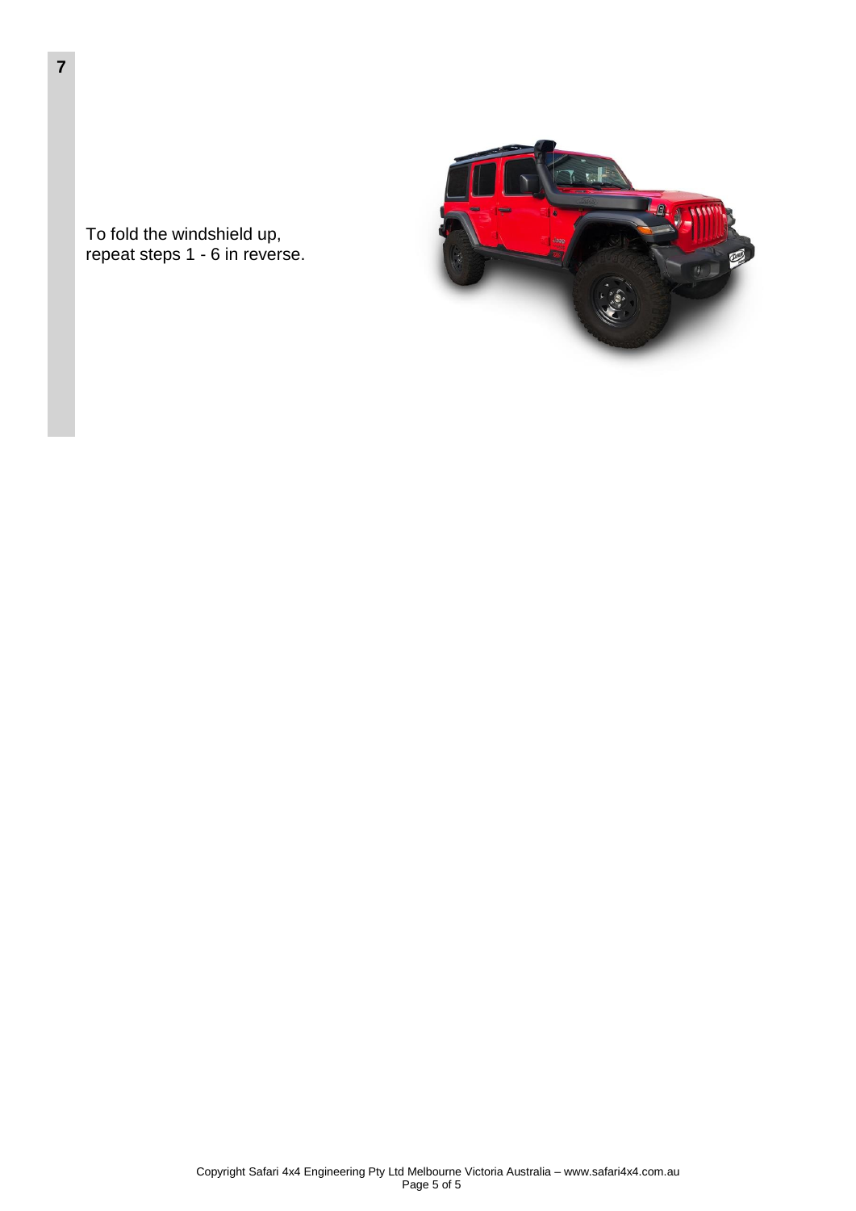**7**

To fold the windshield up, repeat steps 1 - 6 in reverse.

Copyright Safari 4x4 Engineering Pty Ltd Melbourne Victoria Australia – www.safari4x4.com.au